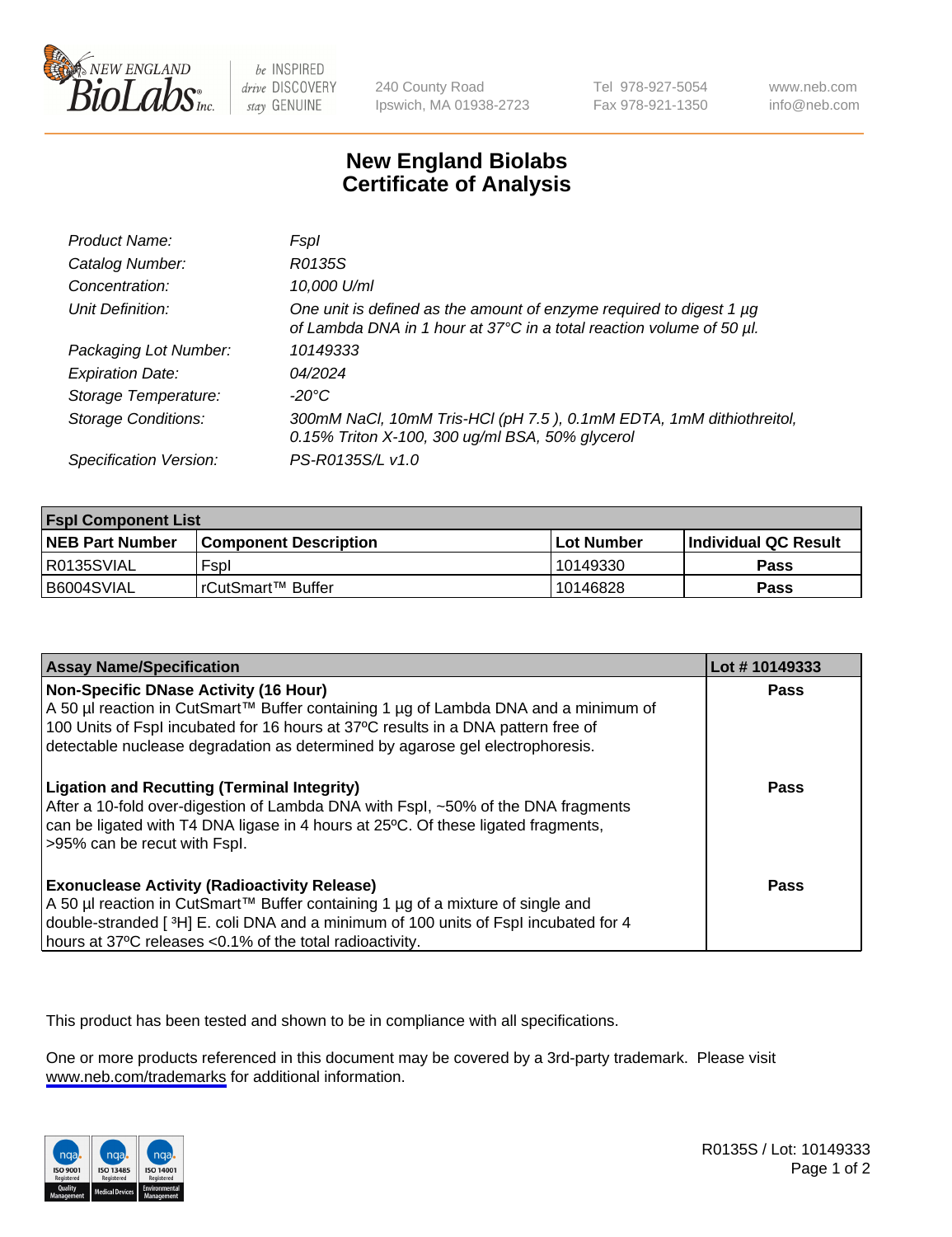# New England Biolabs Certificate of Analysis

| | |
|---|---|
| *Product Name:* | *FspI* |
| *Catalog Number:* | *R0135S* |
| *Concentration:* | *10,000 U/ml* |
| *Unit Definition:* | *One unit is defined as the amount of enzyme required to digest 1 µg of Lambda DNA in 1 hour at 37°C in a total reaction volume of 50 µl.* |
| *Packaging Lot Number:* | *10149333* |
| *Expiration Date:* | *04/2024* |
| *Storage Temperature:* | *-20°C* |
| *Storage Conditions:* | *300mM NaCl, 10mM Tris-HCl (pH 7.5 ), 0.1mM EDTA, 1mM dithiothreitol, 0.15% Triton X-100, 300 ug/ml BSA, 50% glycerol* |
| *Specification Version:* | *PS-R0135S/L v1.0* |

| FspI Component List | | | |
|---|---|---|---|
| **NEB Part Number** | **Component Description** | **Lot Number** | **Individual QC Result** |
| R0135SVIAL | FspI | 10149330 | **Pass** |
| B6004SVIAL | rCutSmart™ Buffer | 10146828 | **Pass** |

| Assay Name/Specification | Lot # 10149333 |
|---|---|
| **Non-Specific DNase Activity (16 Hour)** A 50 µl reaction in CutSmart™ Buffer containing 1 µg of Lambda DNA and a minimum of 100 Units of FspI incubated for 16 hours at 37ºC results in a DNA pattern free of detectable nuclease degradation as determined by agarose gel electrophoresis. | **Pass** |
| **Ligation and Recutting (Terminal Integrity)** After a 10-fold over-digestion of Lambda DNA with FspI, ~50% of the DNA fragments can be ligated with T4 DNA ligase in 4 hours at 25ºC. Of these ligated fragments, >95% can be recut with FspI. | **Pass** |
| **Exonuclease Activity (Radioactivity Release)** A 50 µl reaction in CutSmart™ Buffer containing 1 µg of a mixture of single and double-stranded [ $^3$H] E. coli DNA and a minimum of 100 units of FspI incubated for 4 hours at 37ºC releases <0.1% of the total radioactivity. | **Pass** |

This product has been tested and shown to be in compliance with all specifications.

One or more products referenced in this document may be covered by a 3rd-party trademark. Please visit www.neb.com/trademarks for additional information.

R0135S / Lot: 10149333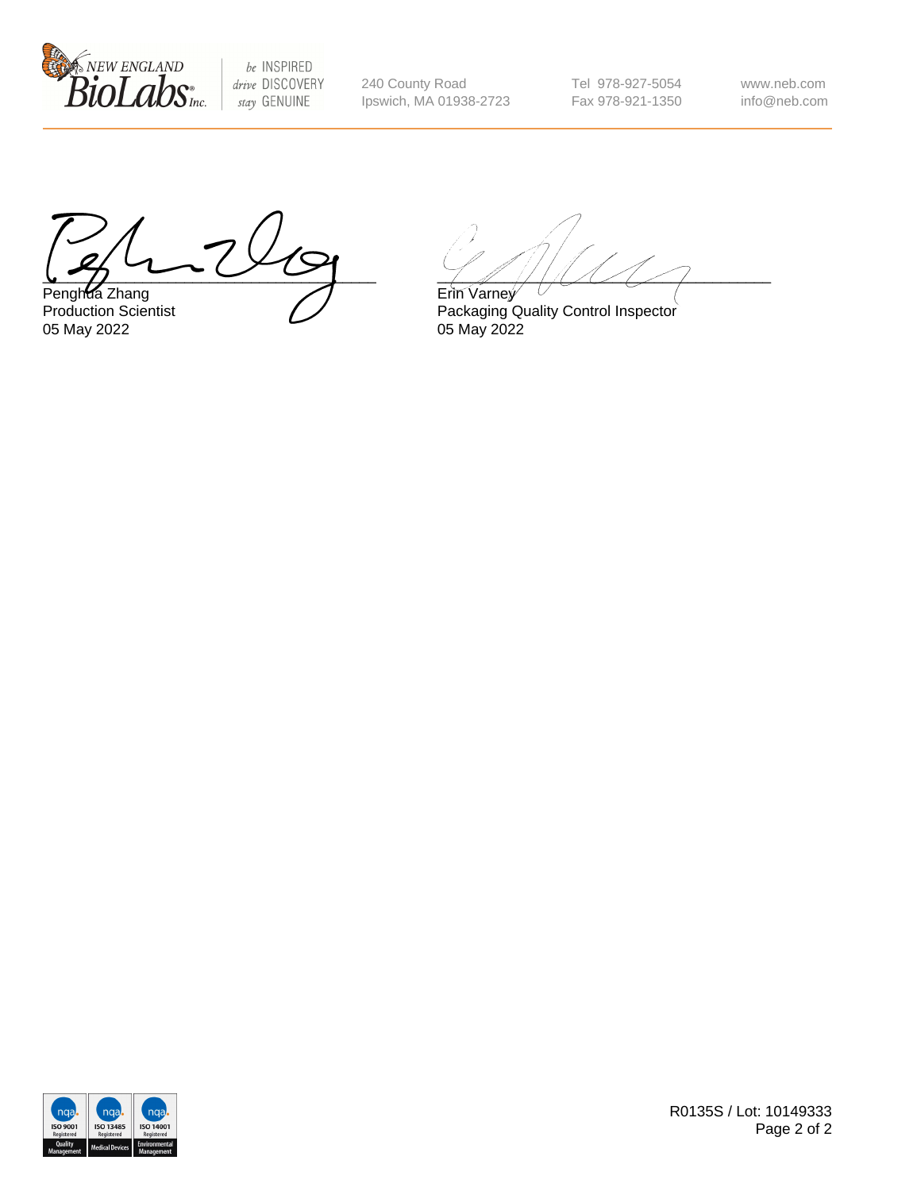Penghua Zhang
Production Scientist
05 May 2022

Erin Varney
Packaging Quality Control Inspector
05 May 2022

R0135S / Lot: 10149333